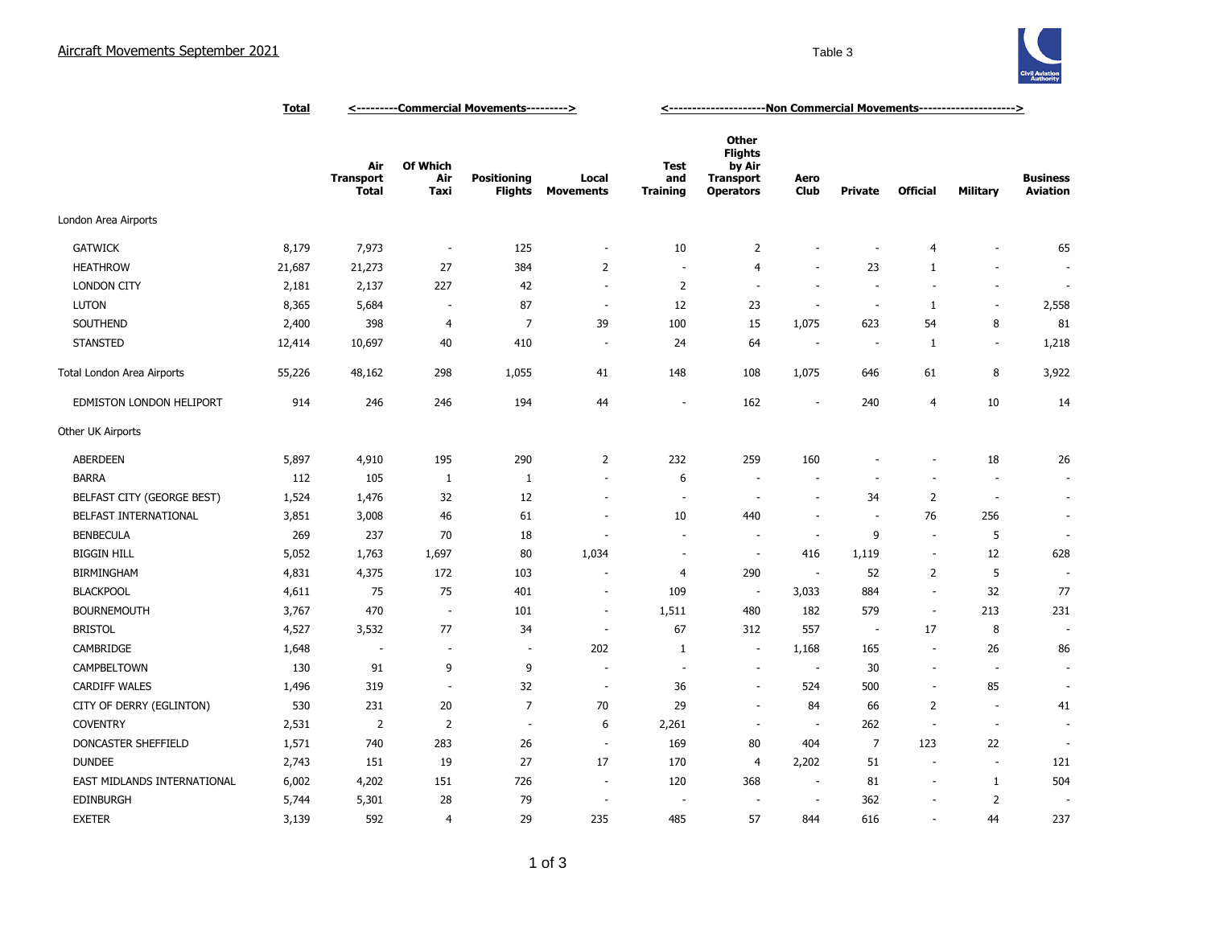## Aircraft Movements September 2021

Table 3

| | Total | <---------Commercial Movements---------> | | | | <--------------------Non Commercial Movements--------------------> | | | | | | |
|---|---|---|---|---|---|---|---|---|---|---|---|---|
| | | Air Transport Total | Of Which Air Taxi | Positioning Flights | Local Movements | Test and Training | Other Flights by Air Transport Operators | Aero Club | Private | Official | Military | Business Aviation |
| London Area Airports | | | | | | | | | | | | |
| GATWICK | 8,179 | 7,973 | - | 125 | - | 10 | 2 | - | - | 4 | - | 65 |
| HEATHROW | 21,687 | 21,273 | 27 | 384 | 2 | - | 4 | - | 23 | 1 | - | - |
| LONDON CITY | 2,181 | 2,137 | 227 | 42 | - | 2 | - | - | - | - | - | - |
| LUTON | 8,365 | 5,684 | - | 87 | - | 12 | 23 | - | - | 1 | - | 2,558 |
| SOUTHEND | 2,400 | 398 | 4 | 7 | 39 | 100 | 15 | 1,075 | 623 | 54 | 8 | 81 |
| STANSTED | 12,414 | 10,697 | 40 | 410 | - | 24 | 64 | - | - | 1 | - | 1,218 |
| Total London Area Airports | 55,226 | 48,162 | 298 | 1,055 | 41 | 148 | 108 | 1,075 | 646 | 61 | 8 | 3,922 |
| EDMISTON LONDON HELIPORT | 914 | 246 | 246 | 194 | 44 | - | 162 | - | 240 | 4 | 10 | 14 |
| Other UK Airports | | | | | | | | | | | | |
| ABERDEEN | 5,897 | 4,910 | 195 | 290 | 2 | 232 | 259 | 160 | - | - | 18 | 26 |
| BARRA | 112 | 105 | 1 | 1 | - | 6 | - | - | - | - | - | - |
| BELFAST CITY (GEORGE BEST) | 1,524 | 1,476 | 32 | 12 | - | - | - | - | 34 | 2 | - | - |
| BELFAST INTERNATIONAL | 3,851 | 3,008 | 46 | 61 | - | 10 | 440 | - | - | 76 | 256 | - |
| BENBECULA | 269 | 237 | 70 | 18 | - | - | - | - | 9 | - | 5 | - |
| BIGGIN HILL | 5,052 | 1,763 | 1,697 | 80 | 1,034 | - | - | 416 | 1,119 | - | 12 | 628 |
| BIRMINGHAM | 4,831 | 4,375 | 172 | 103 | - | 4 | 290 | - | 52 | 2 | 5 | - |
| BLACKPOOL | 4,611 | 75 | 75 | 401 | - | 109 | - | 3,033 | 884 | - | 32 | 77 |
| BOURNEMOUTH | 3,767 | 470 | - | 101 | - | 1,511 | 480 | 182 | 579 | - | 213 | 231 |
| BRISTOL | 4,527 | 3,532 | 77 | 34 | - | 67 | 312 | 557 | - | 17 | 8 | - |
| CAMBRIDGE | 1,648 | - | - | - | 202 | 1 | - | 1,168 | 165 | - | 26 | 86 |
| CAMPBELTOWN | 130 | 91 | 9 | 9 | - | - | - | - | 30 | - | - | - |
| CARDIFF WALES | 1,496 | 319 | - | 32 | - | 36 | - | 524 | 500 | - | 85 | - |
| CITY OF DERRY (EGLINTON) | 530 | 231 | 20 | 7 | 70 | 29 | - | 84 | 66 | 2 | - | 41 |
| COVENTRY | 2,531 | 2 | 2 | - | 6 | 2,261 | - | - | 262 | - | - | - |
| DONCASTER SHEFFIELD | 1,571 | 740 | 283 | 26 | - | 169 | 80 | 404 | 7 | 123 | 22 | - |
| DUNDEE | 2,743 | 151 | 19 | 27 | 17 | 170 | 4 | 2,202 | 51 | - | - | 121 |
| EAST MIDLANDS INTERNATIONAL | 6,002 | 4,202 | 151 | 726 | - | 120 | 368 | - | 81 | - | 1 | 504 |
| EDINBURGH | 5,744 | 5,301 | 28 | 79 | - | - | - | - | 362 | - | 2 | - |
| EXETER | 3,139 | 592 | 4 | 29 | 235 | 485 | 57 | 844 | 616 | - | 44 | 237 |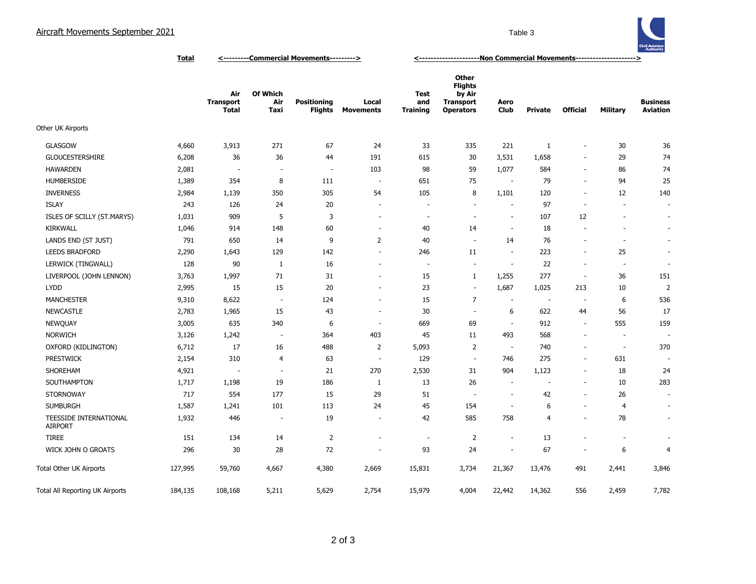# Aircraft Movements September 2021

Table 3

| | Total | <---------Commercial Movements---------> | | | | <---------------------Non Commercial Movements---------------------> | | | | | | |
|---|---|---|---|---|---|---|---|---|---|---|---|---|
| | | Air Transport Total | Of Which Air Taxi | Positioning Flights | Local Movements | Test and Training | Other Flights by Air Transport Operators | Aero Club | Private | Official | Military | Business Aviation |
| Other UK Airports | | | | | | | | | | | | |
| GLASGOW | 4,660 | 3,913 | 271 | 67 | 24 | 33 | 335 | 221 | 1 | - | 30 | 36 |
| GLOUCESTERSHIRE | 6,208 | 36 | 36 | 44 | 191 | 615 | 30 | 3,531 | 1,658 | - | 29 | 74 |
| HAWARDEN | 2,081 | - | - | - | 103 | 98 | 59 | 1,077 | 584 | - | 86 | 74 |
| HUMBERSIDE | 1,389 | 354 | 8 | 111 | - | 651 | 75 | - | 79 | - | 94 | 25 |
| INVERNESS | 2,984 | 1,139 | 350 | 305 | 54 | 105 | 8 | 1,101 | 120 | - | 12 | 140 |
| ISLAY | 243 | 126 | 24 | 20 | - | - | - | - | 97 | - | - | - |
| ISLES OF SCILLY (ST.MARYS) | 1,031 | 909 | 5 | 3 | - | - | - | - | 107 | 12 | - | - |
| KIRKWALL | 1,046 | 914 | 148 | 60 | - | 40 | 14 | - | 18 | - | - | - |
| LANDS END (ST JUST) | 791 | 650 | 14 | 9 | 2 | 40 | - | 14 | 76 | - | - | - |
| LEEDS BRADFORD | 2,290 | 1,643 | 129 | 142 | - | 246 | 11 | - | 223 | - | 25 | - |
| LERWICK (TINGWALL) | 128 | 90 | 1 | 16 | - | - | - | - | 22 | - | - | - |
| LIVERPOOL (JOHN LENNON) | 3,763 | 1,997 | 71 | 31 | - | 15 | 1 | 1,255 | 277 | - | 36 | 151 |
| LYDD | 2,995 | 15 | 15 | 20 | - | 23 | - | 1,687 | 1,025 | 213 | 10 | 2 |
| MANCHESTER | 9,310 | 8,622 | - | 124 | - | 15 | 7 | - | - | - | 6 | 536 |
| NEWCASTLE | 2,783 | 1,965 | 15 | 43 | - | 30 | - | 6 | 622 | 44 | 56 | 17 |
| NEWQUAY | 3,005 | 635 | 340 | 6 | - | 669 | 69 | - | 912 | - | 555 | 159 |
| NORWICH | 3,126 | 1,242 | - | 364 | 403 | 45 | 11 | 493 | 568 | - | - | - |
| OXFORD (KIDLINGTON) | 6,712 | 17 | 16 | 488 | 2 | 5,093 | 2 | - | 740 | - | - | 370 |
| PRESTWICK | 2,154 | 310 | 4 | 63 | - | 129 | - | 746 | 275 | - | 631 | - |
| SHOREHAM | 4,921 | - | - | 21 | 270 | 2,530 | 31 | 904 | 1,123 | - | 18 | 24 |
| SOUTHAMPTON | 1,717 | 1,198 | 19 | 186 | 1 | 13 | 26 | - | - | - | 10 | 283 |
| STORNOWAY | 717 | 554 | 177 | 15 | 29 | 51 | - | - | 42 | - | 26 | - |
| SUMBURGH | 1,587 | 1,241 | 101 | 113 | 24 | 45 | 154 | - | 6 | - | 4 | - |
| TEESSIDE INTERNATIONAL AIRPORT | 1,932 | 446 | - | 19 | - | 42 | 585 | 758 | 4 | - | 78 | - |
| TIREE | 151 | 134 | 14 | 2 | - | - | 2 | - | 13 | - | - | - |
| WICK JOHN O GROATS | 296 | 30 | 28 | 72 | - | 93 | 24 | - | 67 | - | 6 | 4 |
| Total Other UK Airports | 127,995 | 59,760 | 4,667 | 4,380 | 2,669 | 15,831 | 3,734 | 21,367 | 13,476 | 491 | 2,441 | 3,846 |
| Total All Reporting UK Airports | 184,135 | 108,168 | 5,211 | 5,629 | 2,754 | 15,979 | 4,004 | 22,442 | 14,362 | 556 | 2,459 | 7,782 |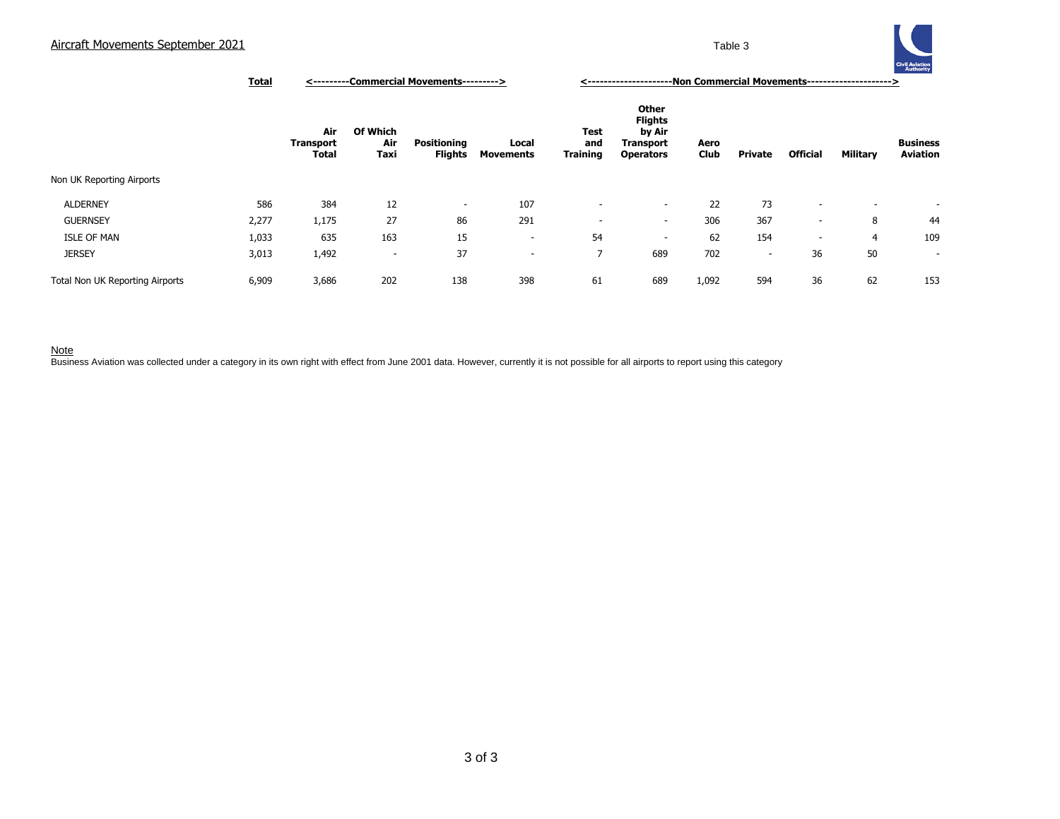## Aircraft Movements September 2021

Table 3

| | Total | Commercial Movements | | | | Non Commercial Movements | | | | | | |
|---|---|---|---|---|---|---|---|---|---|---|---|---|
| | | Air Transport Total | Of Which Air Taxi | Positioning Flights | Local Movements | Test and Training | Other Flights by Air Transport Operators | Aero Club | Private | Official | Military | Business Aviation |
| Non UK Reporting Airports | | | | | | | | | | | | |
| ALDERNEY | 586 | 384 | 12 | - | 107 | - | - | 22 | 73 | - | - | - |
| GUERNSEY | 2,277 | 1,175 | 27 | 86 | 291 | - | - | 306 | 367 | - | 8 | 44 |
| ISLE OF MAN | 1,033 | 635 | 163 | 15 | - | 54 | - | 62 | 154 | - | 4 | 109 |
| JERSEY | 3,013 | 1,492 | - | 37 | - | 7 | 689 | 702 | - | 36 | 50 | - |
| Total Non UK Reporting Airports | 6,909 | 3,686 | 202 | 138 | 398 | 61 | 689 | 1,092 | 594 | 36 | 62 | 153 |

Note

Business Aviation was collected under a category in its own right with effect from June 2001 data. However, currently it is not possible for all airports to report using this category